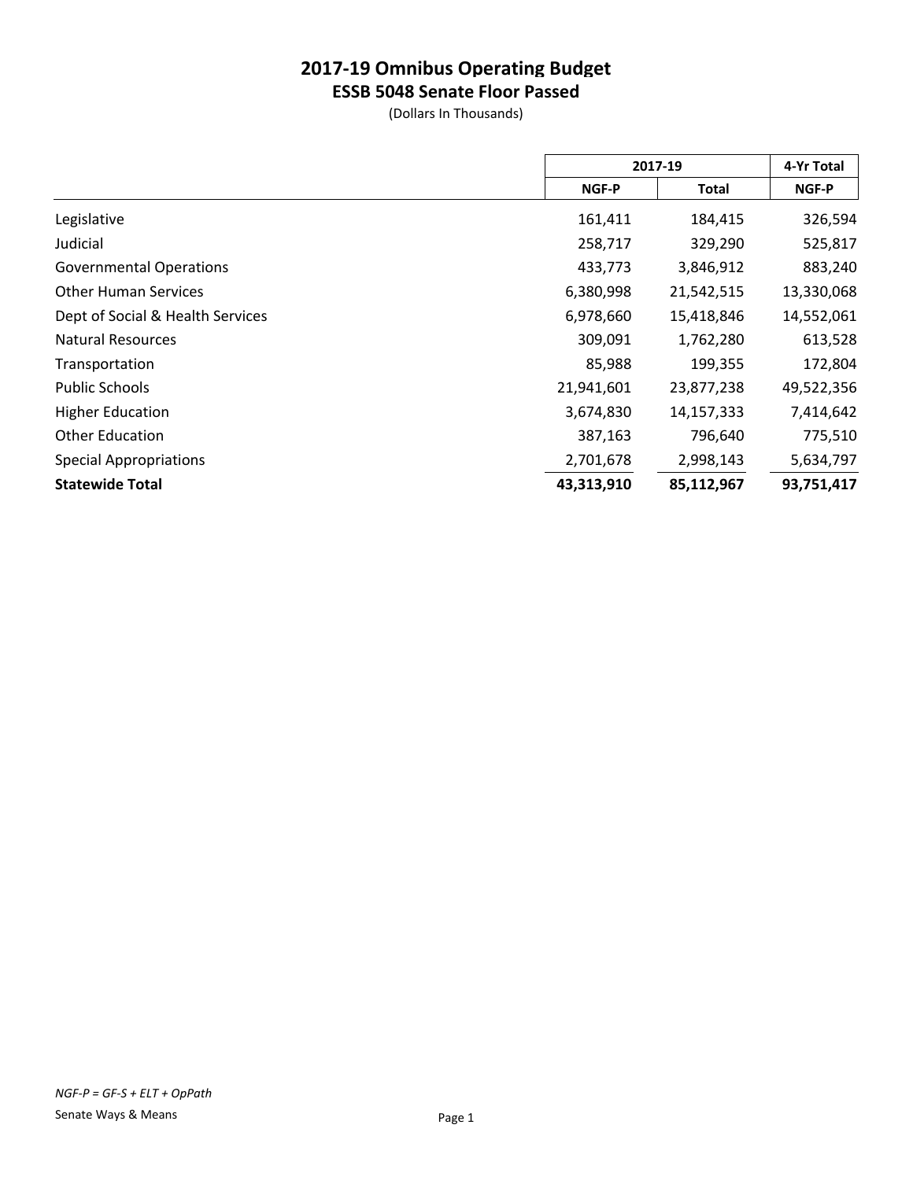# 2017-19 Omnibus Operating Budget

## ESSB 5048 Senate Floor Passed

(Dollars In Thousands)

| | 2017-19 | | 4-Yr Total |
|---|---|---|---|
| | NGF-P | Total | NGF-P |
| Legislative | 161,411 | 184,415 | 326,594 |
| Judicial | 258,717 | 329,290 | 525,817 |
| Governmental Operations | 433,773 | 3,846,912 | 883,240 |
| Other Human Services | 6,380,998 | 21,542,515 | 13,330,068 |
| Dept of Social & Health Services | 6,978,660 | 15,418,846 | 14,552,061 |
| Natural Resources | 309,091 | 1,762,280 | 613,528 |
| Transportation | 85,988 | 199,355 | 172,804 |
| Public Schools | 21,941,601 | 23,877,238 | 49,522,356 |
| Higher Education | 3,674,830 | 14,157,333 | 7,414,642 |
| Other Education | 387,163 | 796,640 | 775,510 |
| Special Appropriations | 2,701,678 | 2,998,143 | 5,634,797 |
| **Statewide Total** | **43,313,910** | **85,112,967** | **93,751,417** |

*NGF-P = GF-S + ELT + OpPath*

Senate Ways & Means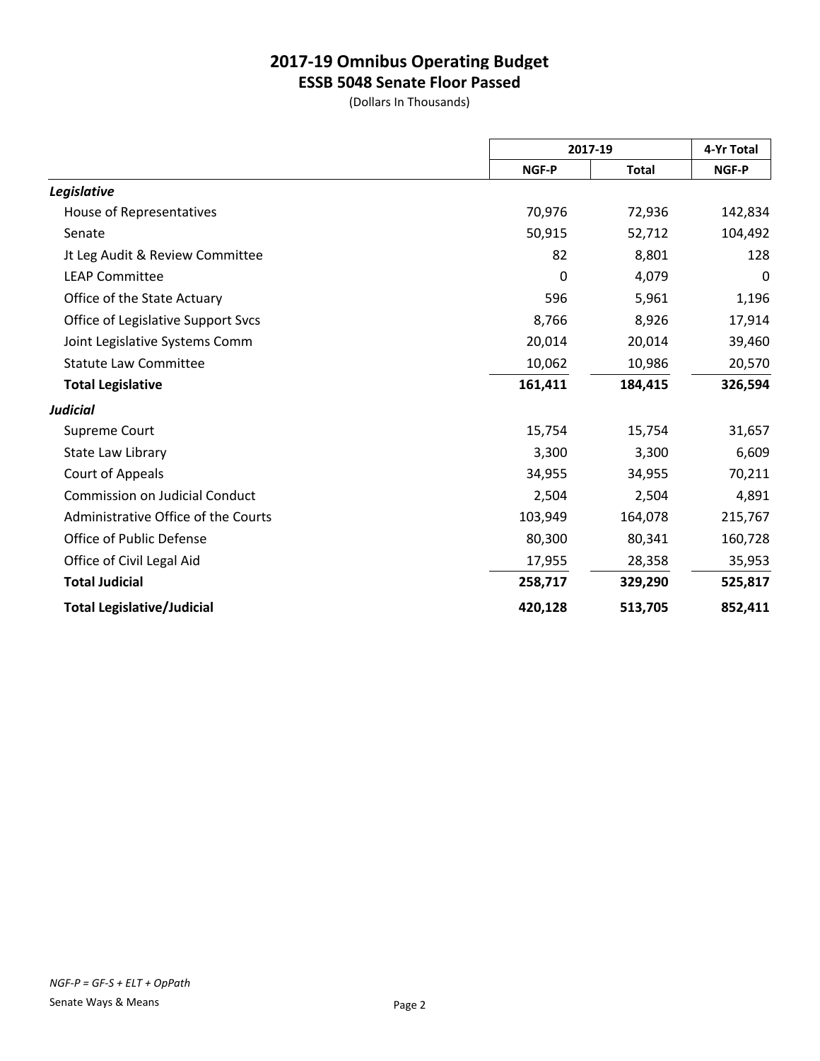# 2017-19 Omnibus Operating Budget

## ESSB 5048 Senate Floor Passed

(Dollars In Thousands)

| | 2017-19 | | 4-Yr Total |
|---|---|---|---|
| | NGF-P | Total | NGF-P |
| ***Legislative*** | | | |
| House of Representatives | 70,976 | 72,936 | 142,834 |
| Senate | 50,915 | 52,712 | 104,492 |
| Jt Leg Audit & Review Committee | 82 | 8,801 | 128 |
| LEAP Committee | 0 | 4,079 | 0 |
| Office of the State Actuary | 596 | 5,961 | 1,196 |
| Office of Legislative Support Svcs | 8,766 | 8,926 | 17,914 |
| Joint Legislative Systems Comm | 20,014 | 20,014 | 39,460 |
| Statute Law Committee | 10,062 | 10,986 | 20,570 |
| **Total Legislative** | **161,411** | **184,415** | **326,594** |
| ***Judicial*** | | | |
| Supreme Court | 15,754 | 15,754 | 31,657 |
| State Law Library | 3,300 | 3,300 | 6,609 |
| Court of Appeals | 34,955 | 34,955 | 70,211 |
| Commission on Judicial Conduct | 2,504 | 2,504 | 4,891 |
| Administrative Office of the Courts | 103,949 | 164,078 | 215,767 |
| Office of Public Defense | 80,300 | 80,341 | 160,728 |
| Office of Civil Legal Aid | 17,955 | 28,358 | 35,953 |
| **Total Judicial** | **258,717** | **329,290** | **525,817** |
| **Total Legislative/Judicial** | **420,128** | **513,705** | **852,411** |

*NGF-P = GF-S + ELT + OpPath*

Senate Ways & Means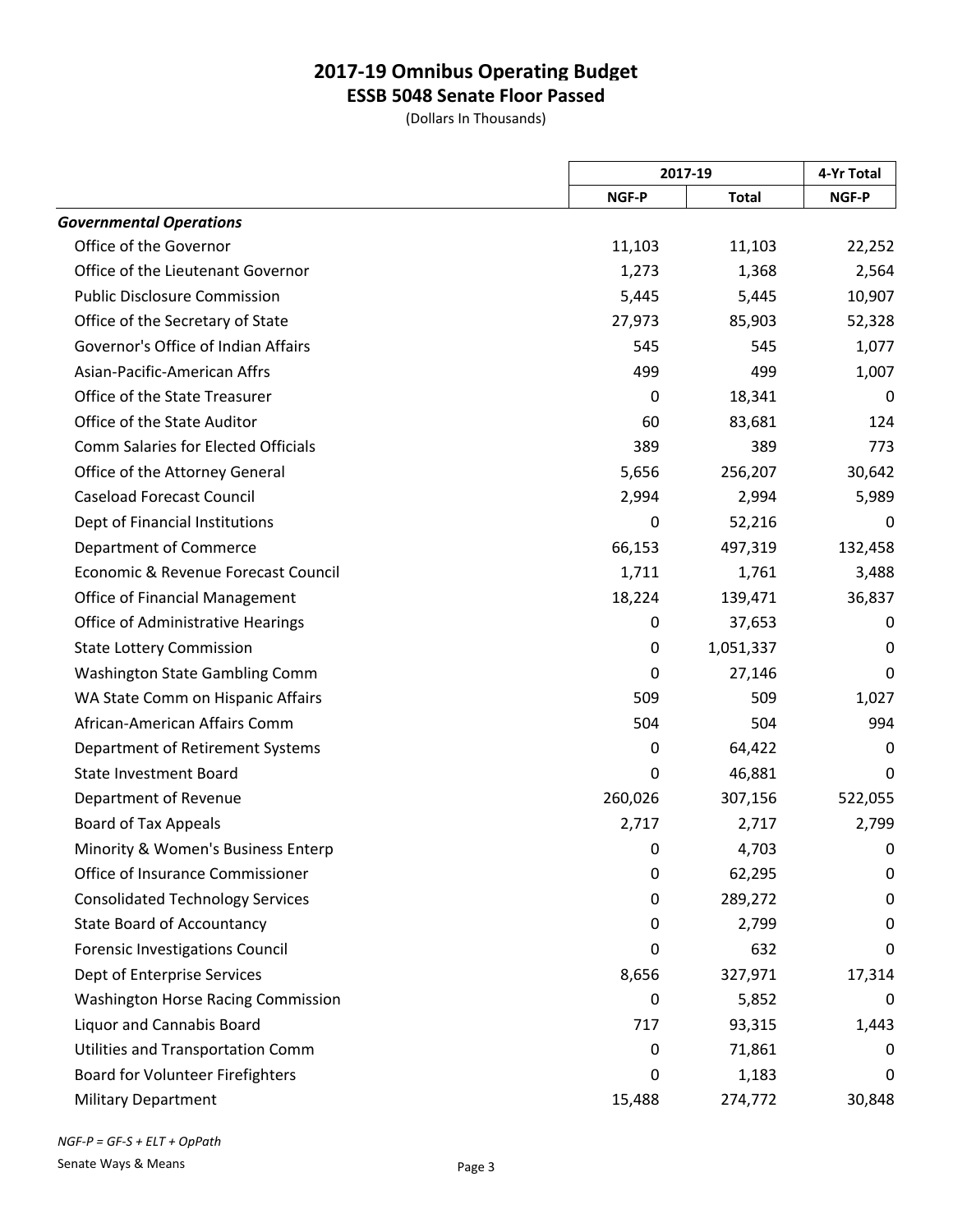# 2017-19 Omnibus Operating Budget
## ESSB 5048 Senate Floor Passed

(Dollars In Thousands)

| | 2017-19 | | 4-Yr Total |
|---|---|---|---|
| | NGF-P | Total | NGF-P |
| ***Governmental Operations*** | | | |
| Office of the Governor | 11,103 | 11,103 | 22,252 |
| Office of the Lieutenant Governor | 1,273 | 1,368 | 2,564 |
| Public Disclosure Commission | 5,445 | 5,445 | 10,907 |
| Office of the Secretary of State | 27,973 | 85,903 | 52,328 |
| Governor's Office of Indian Affairs | 545 | 545 | 1,077 |
| Asian-Pacific-American Affrs | 499 | 499 | 1,007 |
| Office of the State Treasurer | 0 | 18,341 | 0 |
| Office of the State Auditor | 60 | 83,681 | 124 |
| Comm Salaries for Elected Officials | 389 | 389 | 773 |
| Office of the Attorney General | 5,656 | 256,207 | 30,642 |
| Caseload Forecast Council | 2,994 | 2,994 | 5,989 |
| Dept of Financial Institutions | 0 | 52,216 | 0 |
| Department of Commerce | 66,153 | 497,319 | 132,458 |
| Economic & Revenue Forecast Council | 1,711 | 1,761 | 3,488 |
| Office of Financial Management | 18,224 | 139,471 | 36,837 |
| Office of Administrative Hearings | 0 | 37,653 | 0 |
| State Lottery Commission | 0 | 1,051,337 | 0 |
| Washington State Gambling Comm | 0 | 27,146 | 0 |
| WA State Comm on Hispanic Affairs | 509 | 509 | 1,027 |
| African-American Affairs Comm | 504 | 504 | 994 |
| Department of Retirement Systems | 0 | 64,422 | 0 |
| State Investment Board | 0 | 46,881 | 0 |
| Department of Revenue | 260,026 | 307,156 | 522,055 |
| Board of Tax Appeals | 2,717 | 2,717 | 2,799 |
| Minority & Women's Business Enterp | 0 | 4,703 | 0 |
| Office of Insurance Commissioner | 0 | 62,295 | 0 |
| Consolidated Technology Services | 0 | 289,272 | 0 |
| State Board of Accountancy | 0 | 2,799 | 0 |
| Forensic Investigations Council | 0 | 632 | 0 |
| Dept of Enterprise Services | 8,656 | 327,971 | 17,314 |
| Washington Horse Racing Commission | 0 | 5,852 | 0 |
| Liquor and Cannabis Board | 717 | 93,315 | 1,443 |
| Utilities and Transportation Comm | 0 | 71,861 | 0 |
| Board for Volunteer Firefighters | 0 | 1,183 | 0 |
| Military Department | 15,488 | 274,772 | 30,848 |

*NGF-P = GF-S + ELT + OpPath*

Senate Ways & Means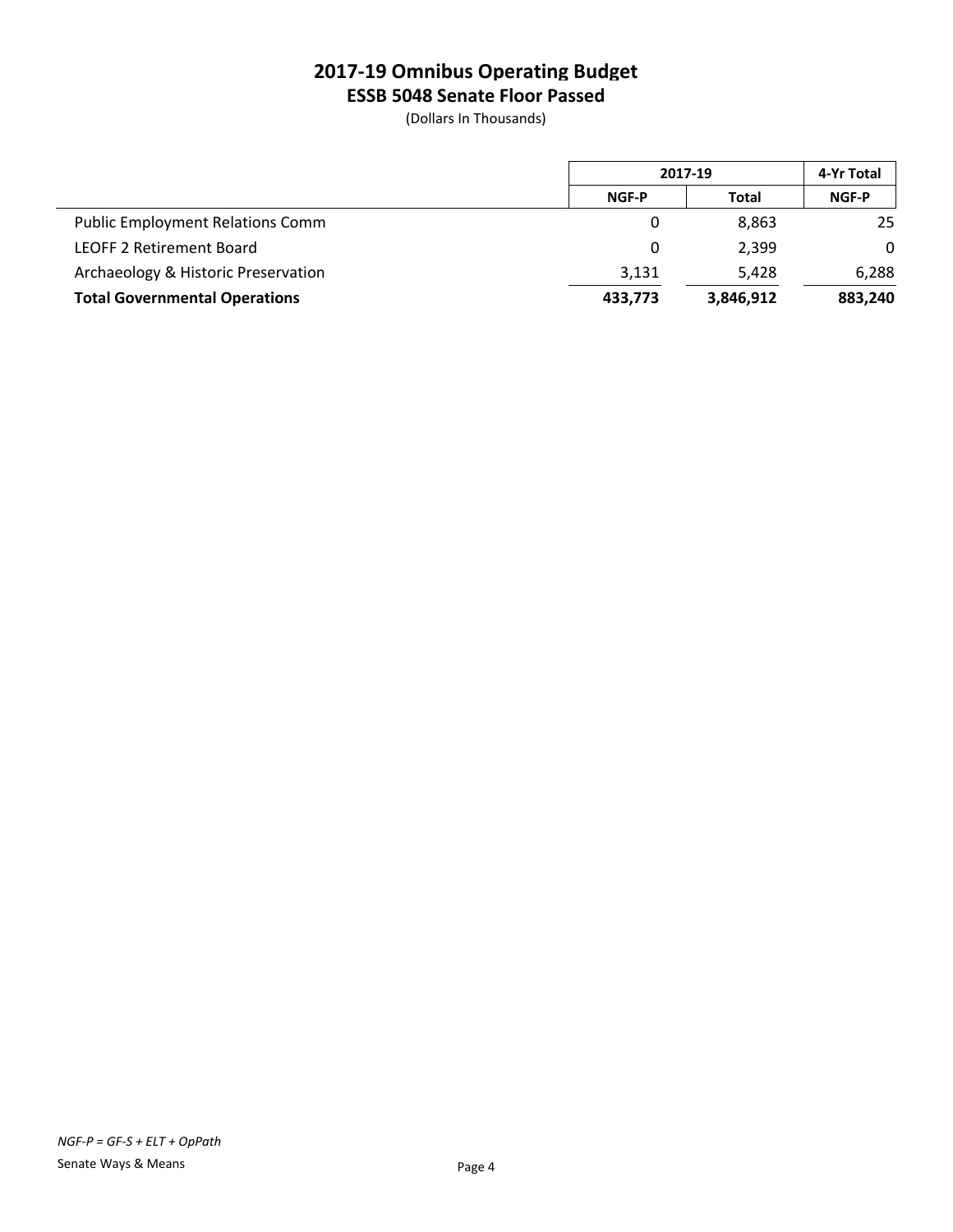# 2017-19 Omnibus Operating Budget
## ESSB 5048 Senate Floor Passed
(Dollars In Thousands)

| | 2017-19 | | 4-Yr Total |
|---|---|---|---|
| | NGF-P | Total | NGF-P |
| Public Employment Relations Comm | 0 | 8,863 | 25 |
| LEOFF 2 Retirement Board | 0 | 2,399 | 0 |
| Archaeology & Historic Preservation | 3,131 | 5,428 | 6,288 |
| **Total Governmental Operations** | **433,773** | **3,846,912** | **883,240** |

*NGF-P = GF-S + ELT + OpPath*

Senate Ways & Means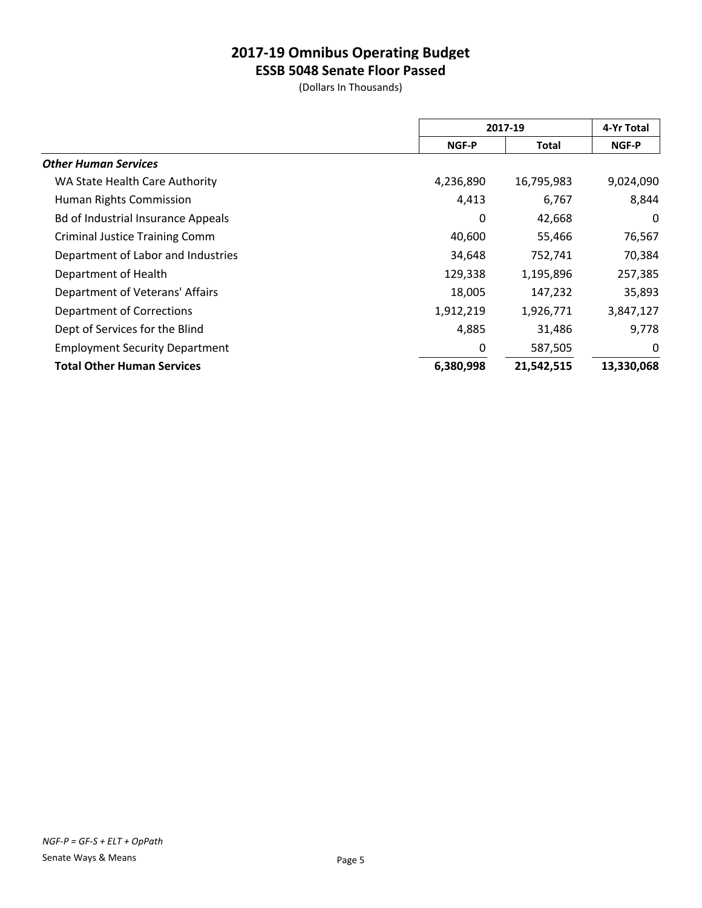# 2017-19 Omnibus Operating Budget
## ESSB 5048 Senate Floor Passed

(Dollars In Thousands)

| | 2017-19 | | 4-Yr Total |
|---|---|---|---|
| | NGF-P | Total | NGF-P |
| ***Other Human Services*** | | | |
| WA State Health Care Authority | 4,236,890 | 16,795,983 | 9,024,090 |
| Human Rights Commission | 4,413 | 6,767 | 8,844 |
| Bd of Industrial Insurance Appeals | 0 | 42,668 | 0 |
| Criminal Justice Training Comm | 40,600 | 55,466 | 76,567 |
| Department of Labor and Industries | 34,648 | 752,741 | 70,384 |
| Department of Health | 129,338 | 1,195,896 | 257,385 |
| Department of Veterans' Affairs | 18,005 | 147,232 | 35,893 |
| Department of Corrections | 1,912,219 | 1,926,771 | 3,847,127 |
| Dept of Services for the Blind | 4,885 | 31,486 | 9,778 |
| Employment Security Department | 0 | 587,505 | 0 |
| **Total Other Human Services** | **6,380,998** | **21,542,515** | **13,330,068** |

*NGF-P = GF-S + ELT + OpPath*

Senate Ways & Means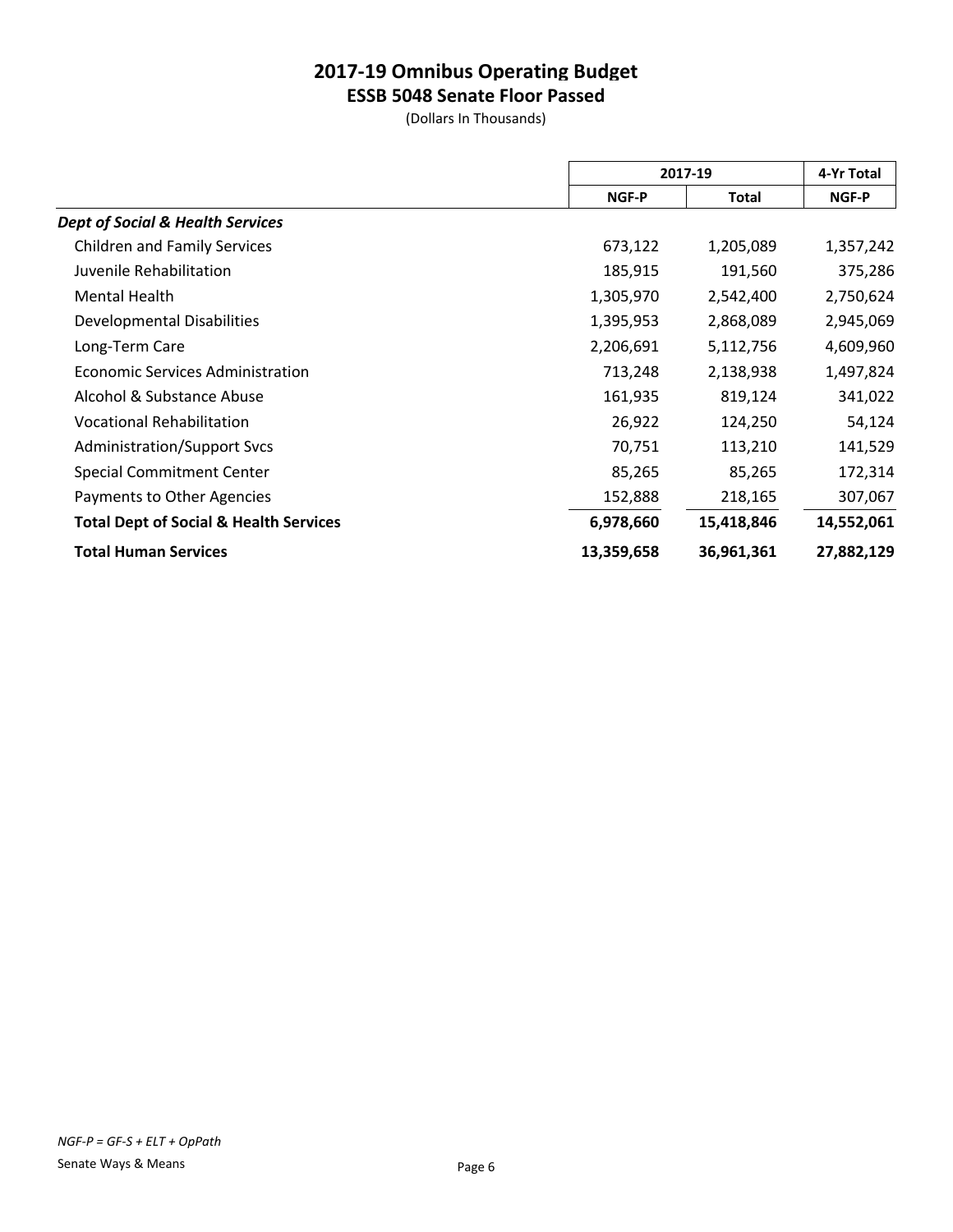# 2017-19 Omnibus Operating Budget
## ESSB 5048 Senate Floor Passed

(Dollars In Thousands)

| | 2017-19 | | 4-Yr Total |
|---|---|---|---|
| | NGF-P | Total | NGF-P |
| ***Dept of Social & Health Services*** | | | |
| Children and Family Services | 673,122 | 1,205,089 | 1,357,242 |
| Juvenile Rehabilitation | 185,915 | 191,560 | 375,286 |
| Mental Health | 1,305,970 | 2,542,400 | 2,750,624 |
| Developmental Disabilities | 1,395,953 | 2,868,089 | 2,945,069 |
| Long-Term Care | 2,206,691 | 5,112,756 | 4,609,960 |
| Economic Services Administration | 713,248 | 2,138,938 | 1,497,824 |
| Alcohol & Substance Abuse | 161,935 | 819,124 | 341,022 |
| Vocational Rehabilitation | 26,922 | 124,250 | 54,124 |
| Administration/Support Svcs | 70,751 | 113,210 | 141,529 |
| Special Commitment Center | 85,265 | 85,265 | 172,314 |
| Payments to Other Agencies | 152,888 | 218,165 | 307,067 |
| **Total Dept of Social & Health Services** | **6,978,660** | **15,418,846** | **14,552,061** |
| **Total Human Services** | **13,359,658** | **36,961,361** | **27,882,129** |

*NGF-P = GF-S + ELT + OpPath*

Senate Ways & Means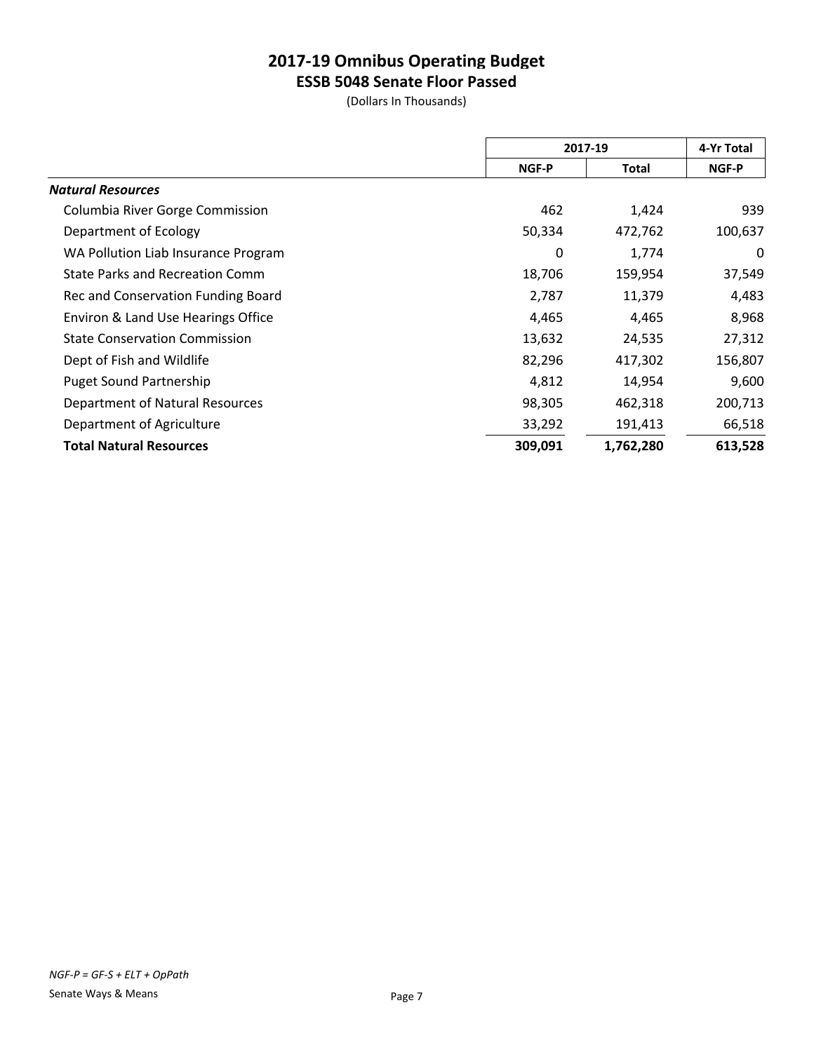# 2017-19 Omnibus Operating Budget
## ESSB 5048 Senate Floor Passed
(Dollars In Thousands)

| | 2017-19 | | 4-Yr Total |
|---|---|---|---|
| | NGF-P | Total | NGF-P |
| ***Natural Resources*** | | | |
| Columbia River Gorge Commission | 462 | 1,424 | 939 |
| Department of Ecology | 50,334 | 472,762 | 100,637 |
| WA Pollution Liab Insurance Program | 0 | 1,774 | 0 |
| State Parks and Recreation Comm | 18,706 | 159,954 | 37,549 |
| Rec and Conservation Funding Board | 2,787 | 11,379 | 4,483 |
| Environ & Land Use Hearings Office | 4,465 | 4,465 | 8,968 |
| State Conservation Commission | 13,632 | 24,535 | 27,312 |
| Dept of Fish and Wildlife | 82,296 | 417,302 | 156,807 |
| Puget Sound Partnership | 4,812 | 14,954 | 9,600 |
| Department of Natural Resources | 98,305 | 462,318 | 200,713 |
| Department of Agriculture | 33,292 | 191,413 | 66,518 |
| **Total Natural Resources** | **309,091** | **1,762,280** | **613,528** |

*NGF-P = GF-S + ELT + OpPath*

Senate Ways & Means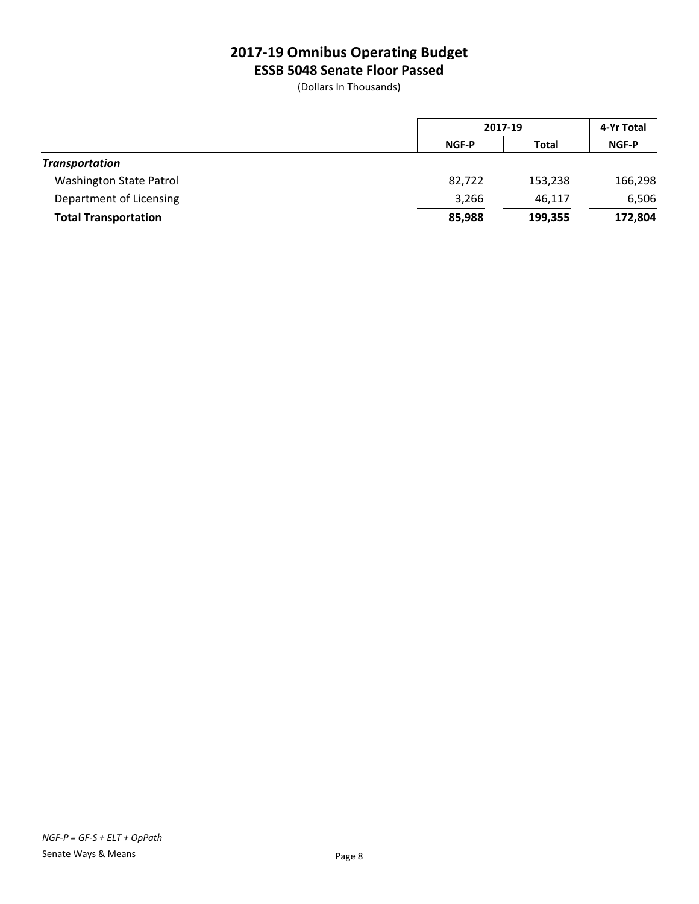# 2017-19 Omnibus Operating Budget
## ESSB 5048 Senate Floor Passed
(Dollars In Thousands)

| | 2017-19 | | 4-Yr Total |
|---|---|---|---|
| | NGF-P | Total | NGF-P |
| ***Transportation*** | | | |
| Washington State Patrol | 82,722 | 153,238 | 166,298 |
| Department of Licensing | 3,266 | 46,117 | 6,506 |
| **Total Transportation** | **85,988** | **199,355** | **172,804** |

*NGF-P = GF-S + ELT + OpPath*

Senate Ways & Means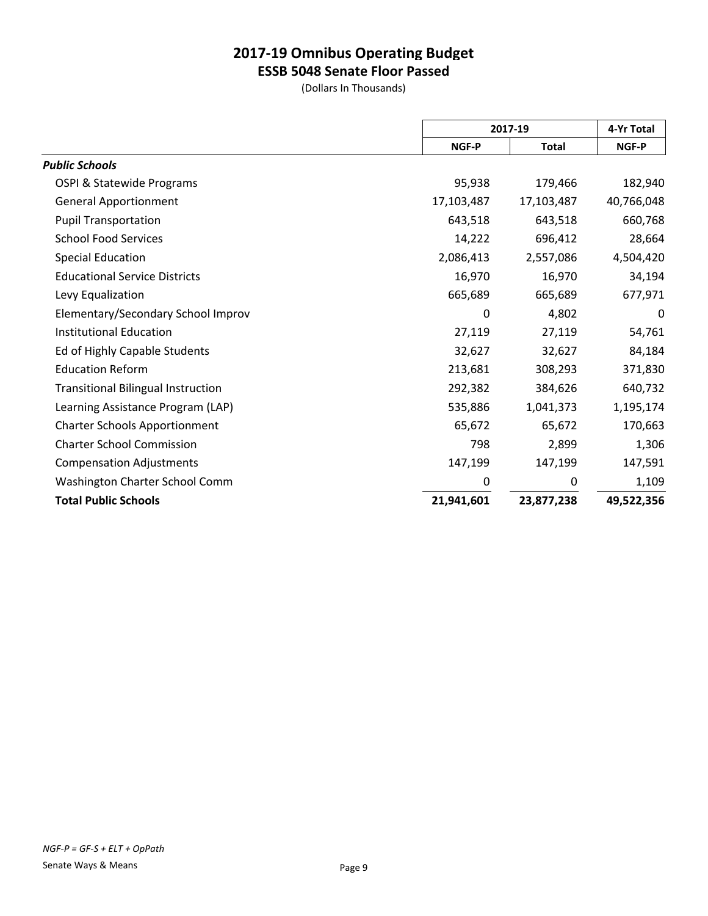## 2017-19 Omnibus Operating Budget
### ESSB 5048 Senate Floor Passed
(Dollars In Thousands)

| | 2017-19 | | 4-Yr Total |
|---|---|---|---|
| | NGF-P | Total | NGF-P |
| ***Public Schools*** | | | |
| OSPI & Statewide Programs | 95,938 | 179,466 | 182,940 |
| General Apportionment | 17,103,487 | 17,103,487 | 40,766,048 |
| Pupil Transportation | 643,518 | 643,518 | 660,768 |
| School Food Services | 14,222 | 696,412 | 28,664 |
| Special Education | 2,086,413 | 2,557,086 | 4,504,420 |
| Educational Service Districts | 16,970 | 16,970 | 34,194 |
| Levy Equalization | 665,689 | 665,689 | 677,971 |
| Elementary/Secondary School Improv | 0 | 4,802 | 0 |
| Institutional Education | 27,119 | 27,119 | 54,761 |
| Ed of Highly Capable Students | 32,627 | 32,627 | 84,184 |
| Education Reform | 213,681 | 308,293 | 371,830 |
| Transitional Bilingual Instruction | 292,382 | 384,626 | 640,732 |
| Learning Assistance Program (LAP) | 535,886 | 1,041,373 | 1,195,174 |
| Charter Schools Apportionment | 65,672 | 65,672 | 170,663 |
| Charter School Commission | 798 | 2,899 | 1,306 |
| Compensation Adjustments | 147,199 | 147,199 | 147,591 |
| Washington Charter School Comm | 0 | 0 | 1,109 |
| **Total Public Schools** | **21,941,601** | **23,877,238** | **49,522,356** |

*NGF-P = GF-S + ELT + OpPath*

Senate Ways & Means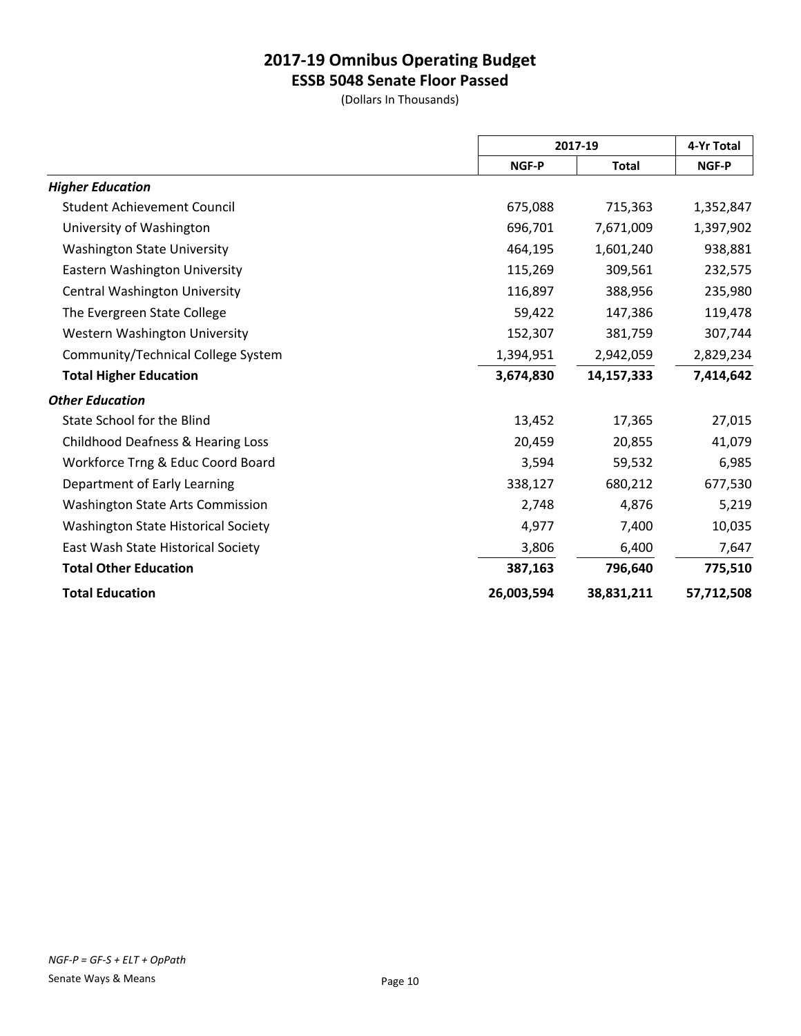# 2017-19 Omnibus Operating Budget
## ESSB 5048 Senate Floor Passed
(Dollars In Thousands)

| | 2017-19 | | 4-Yr Total |
|---|---|---|---|
| | NGF-P | Total | NGF-P |
| ***Higher Education*** | | | |
| Student Achievement Council | 675,088 | 715,363 | 1,352,847 |
| University of Washington | 696,701 | 7,671,009 | 1,397,902 |
| Washington State University | 464,195 | 1,601,240 | 938,881 |
| Eastern Washington University | 115,269 | 309,561 | 232,575 |
| Central Washington University | 116,897 | 388,956 | 235,980 |
| The Evergreen State College | 59,422 | 147,386 | 119,478 |
| Western Washington University | 152,307 | 381,759 | 307,744 |
| Community/Technical College System | 1,394,951 | 2,942,059 | 2,829,234 |
| **Total Higher Education** | **3,674,830** | **14,157,333** | **7,414,642** |
| ***Other Education*** | | | |
| State School for the Blind | 13,452 | 17,365 | 27,015 |
| Childhood Deafness & Hearing Loss | 20,459 | 20,855 | 41,079 |
| Workforce Trng & Educ Coord Board | 3,594 | 59,532 | 6,985 |
| Department of Early Learning | 338,127 | 680,212 | 677,530 |
| Washington State Arts Commission | 2,748 | 4,876 | 5,219 |
| Washington State Historical Society | 4,977 | 7,400 | 10,035 |
| East Wash State Historical Society | 3,806 | 6,400 | 7,647 |
| **Total Other Education** | **387,163** | **796,640** | **775,510** |
| **Total Education** | **26,003,594** | **38,831,211** | **57,712,508** |

*NGF-P = GF-S + ELT + OpPath*

Senate Ways & Means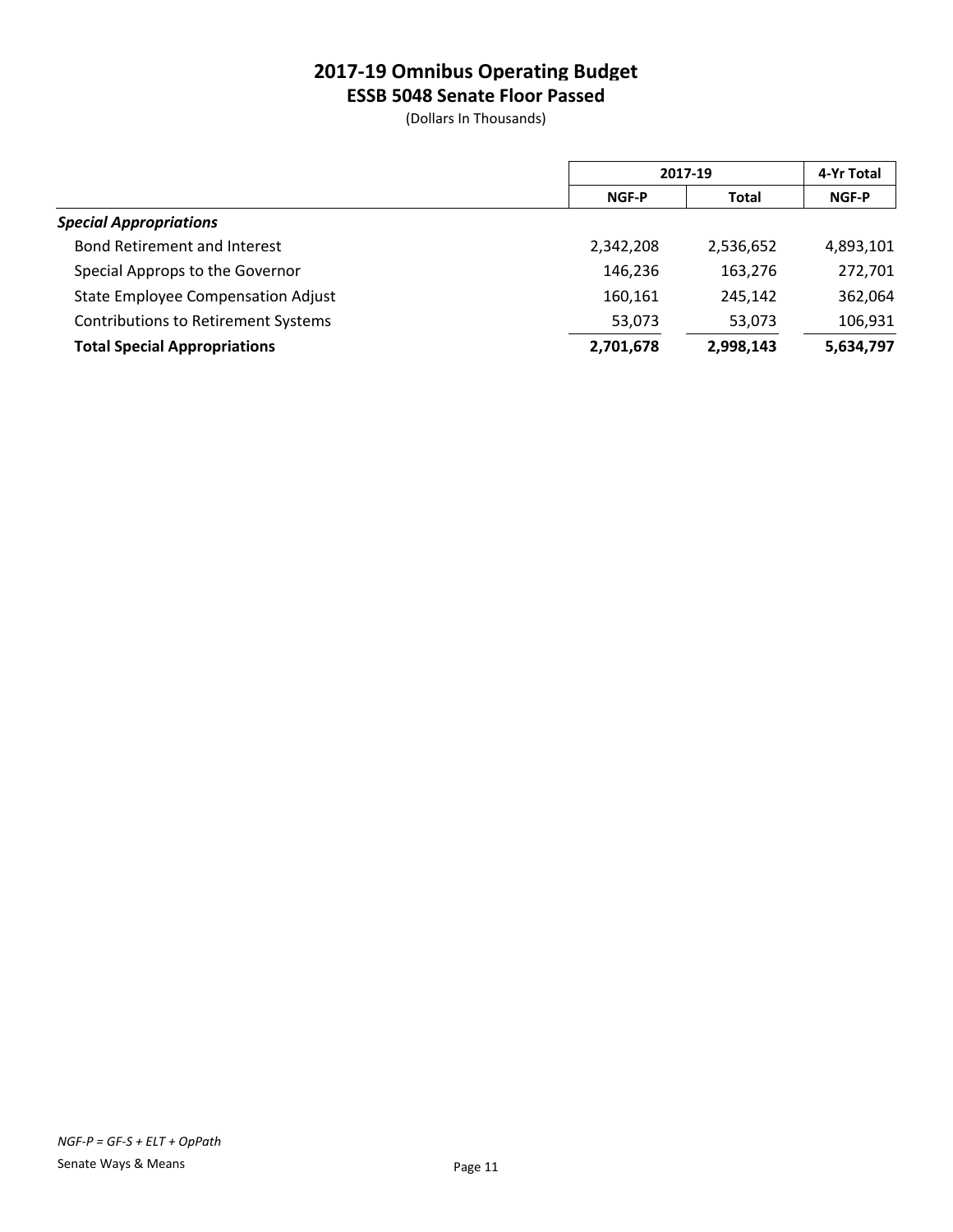# 2017-19 Omnibus Operating Budget

## ESSB 5048 Senate Floor Passed

(Dollars In Thousands)

| | 2017-19 | | 4-Yr Total |
|---|---|---|---|
| | NGF-P | Total | NGF-P |
| ***Special Appropriations*** | | | |
| Bond Retirement and Interest | 2,342,208 | 2,536,652 | 4,893,101 |
| Special Approps to the Governor | 146,236 | 163,276 | 272,701 |
| State Employee Compensation Adjust | 160,161 | 245,142 | 362,064 |
| Contributions to Retirement Systems | 53,073 | 53,073 | 106,931 |
| **Total Special Appropriations** | **2,701,678** | **2,998,143** | **5,634,797** |

*NGF-P = GF-S + ELT + OpPath*

Senate Ways & Means